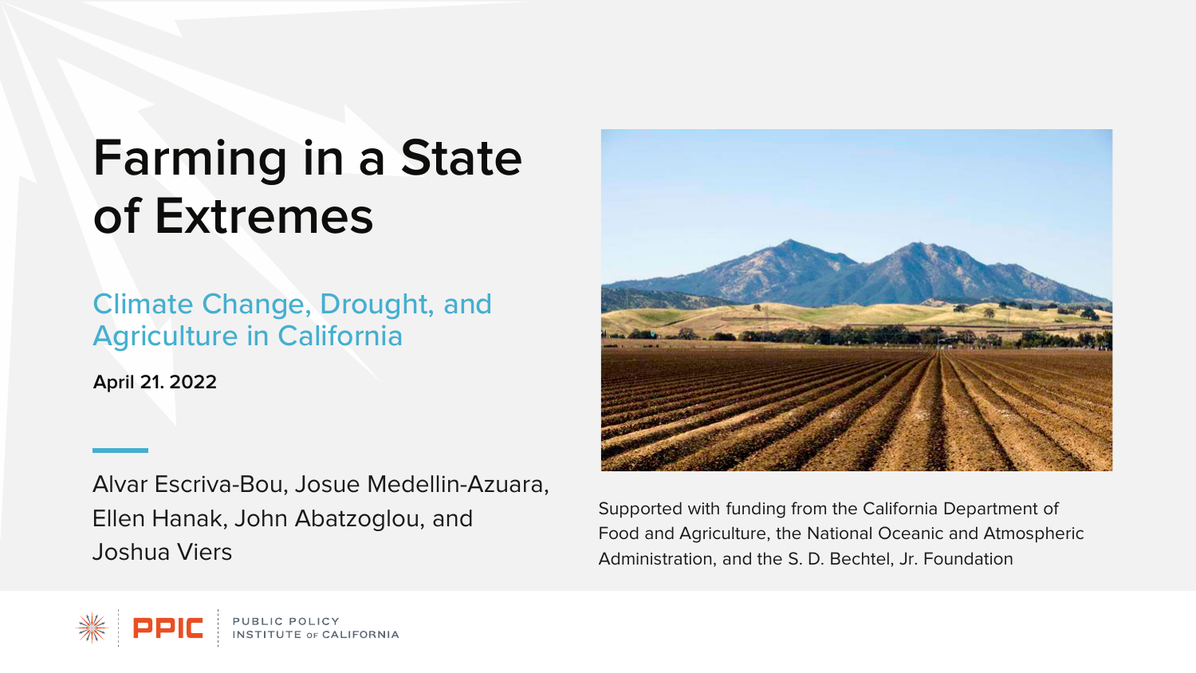# Farming in a State of Extremes

## Climate Change, Drought, and Agriculture in California

**April 21. 2022**

Alvar Escriva-Bou, Josue Medellin-Azuara, Ellen Hanak, John Abatzoglou, and Joshua Viers

Supported with funding from the California Department of Food and Agriculture, the National Oceanic and Atmospheric Administration, and the S. D. Bechtel, Jr. Foundation

PPIC PUBLIC POLICY INSTITUTE OF CALIFORNIA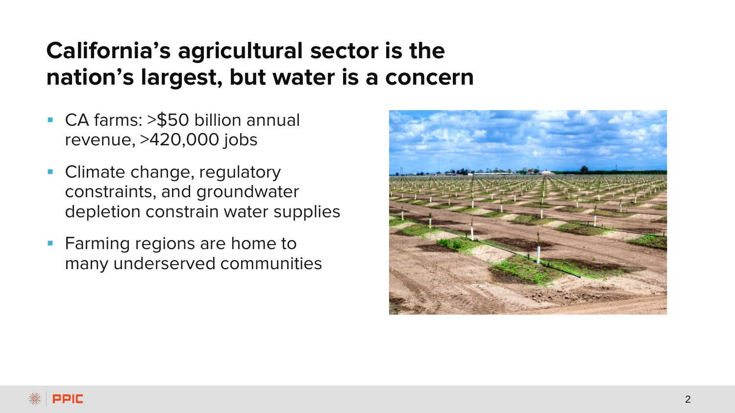# California's agricultural sector is the nation's largest, but water is a concern

- CA farms: >$50 billion annual revenue, >420,000 jobs
- Climate change, regulatory constraints, and groundwater depletion constrain water supplies
- Farming regions are home to many underserved communities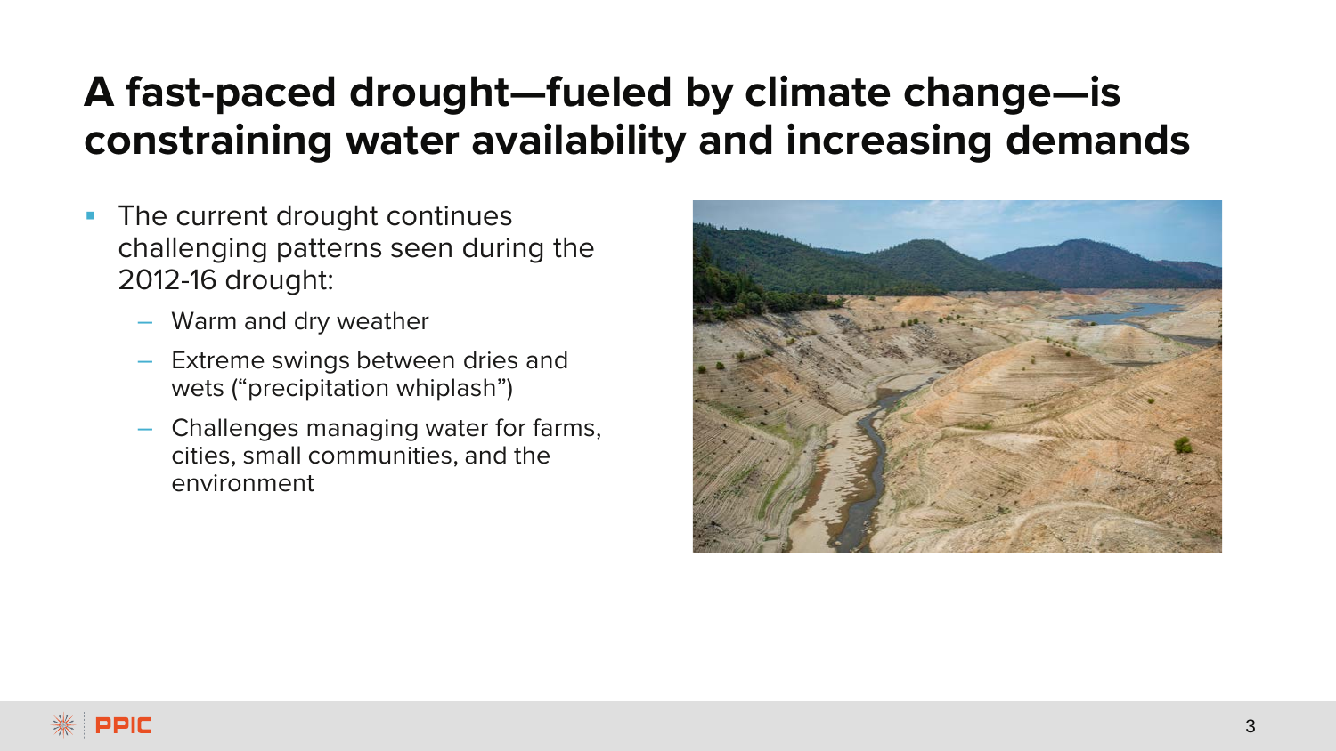# A fast-paced drought—fueled by climate change—is constraining water availability and increasing demands

- The current drought continues challenging patterns seen during the 2012-16 drought:
  - Warm and dry weather
  - Extreme swings between dries and wets ("precipitation whiplash")
  - Challenges managing water for farms, cities, small communities, and the environment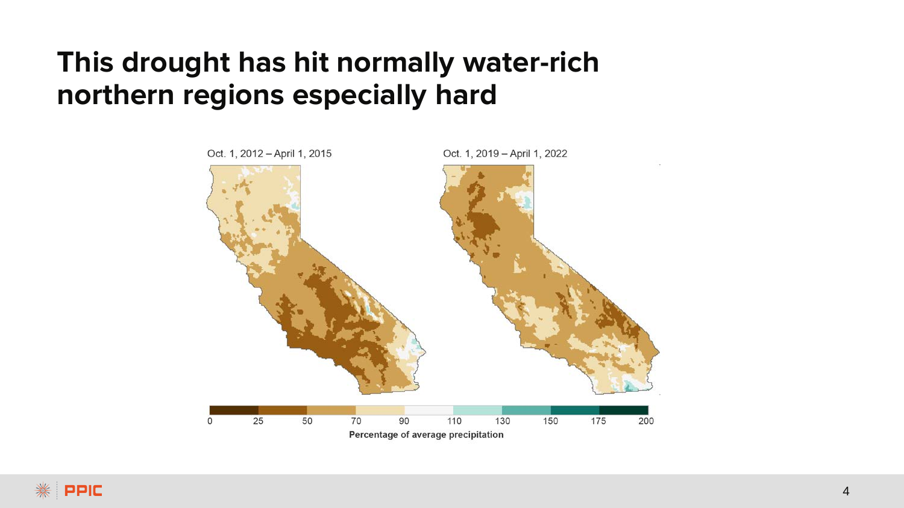# This drought has hit normally water-rich northern regions especially hard

Oct. 1, 2012 – April 1, 2015

Oct. 1, 2019 – April 1, 2022

0 25 50 70 90 110 130 150 175 200

Percentage of average precipitation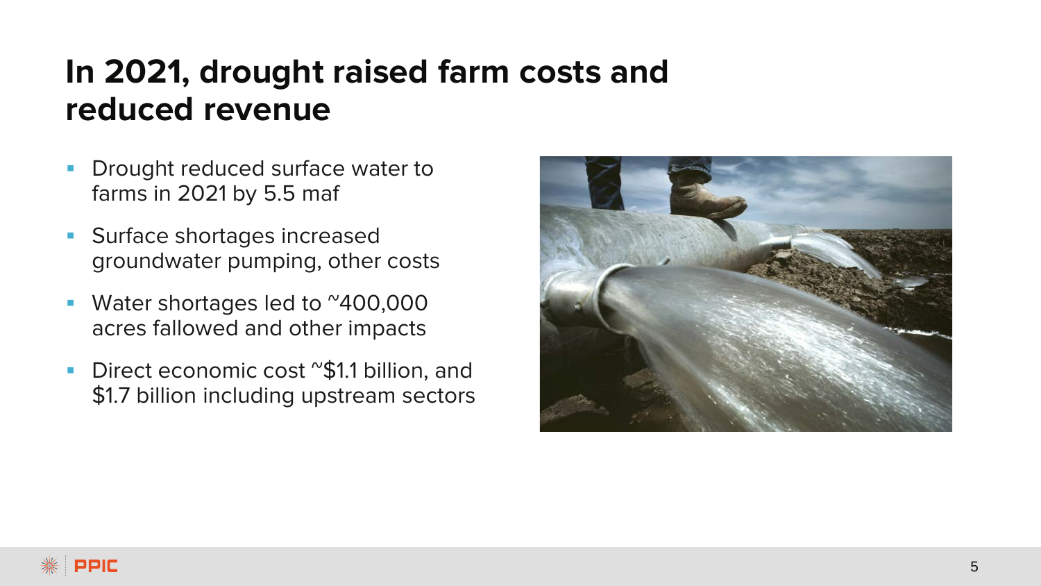# In 2021, drought raised farm costs and reduced revenue

- Drought reduced surface water to farms in 2021 by 5.5 maf
- Surface shortages increased groundwater pumping, other costs
- Water shortages led to ~400,000 acres fallowed and other impacts
- Direct economic cost ~$1.1 billion, and $1.7 billion including upstream sectors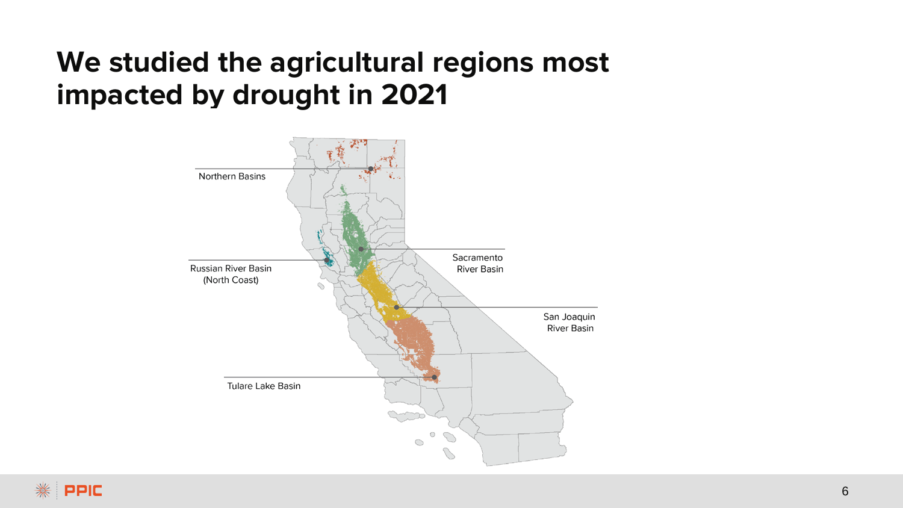# We studied the agricultural regions most impacted by drought in 2021

Northern Basins

Russian River Basin (North Coast)

Sacramento River Basin

San Joaquin River Basin

Tulare Lake Basin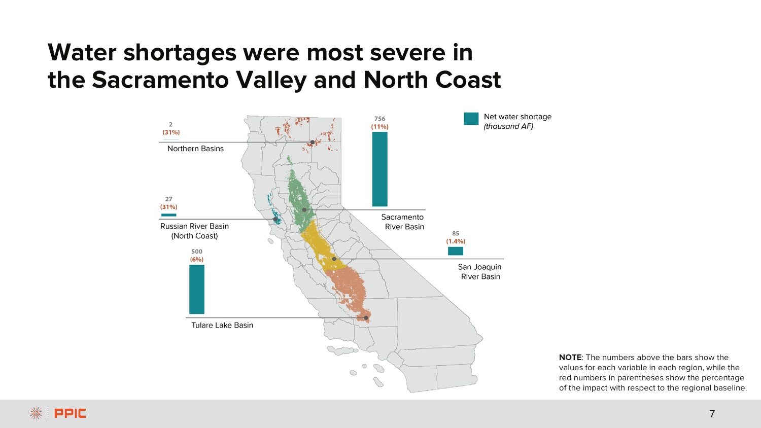# Water shortages were most severe in the Sacramento Valley and North Coast

Net water shortage *(thousand AF)*

| Region | Net water shortage (thousand AF) | Percentage of regional baseline |
|---|---|---|
| Northern Basins | 2 | (31%) |
| Russian River Basin (North Coast) | 27 | (31%) |
| Sacramento River Basin | 756 | (11%) |
| San Joaquin River Basin | 85 | (1.4%) |
| Tulare Lake Basin | 500 | (6%) |

**NOTE**: The numbers above the bars show the values for each variable in each region, while the red numbers in parentheses show the percentage of the impact with respect to the regional baseline.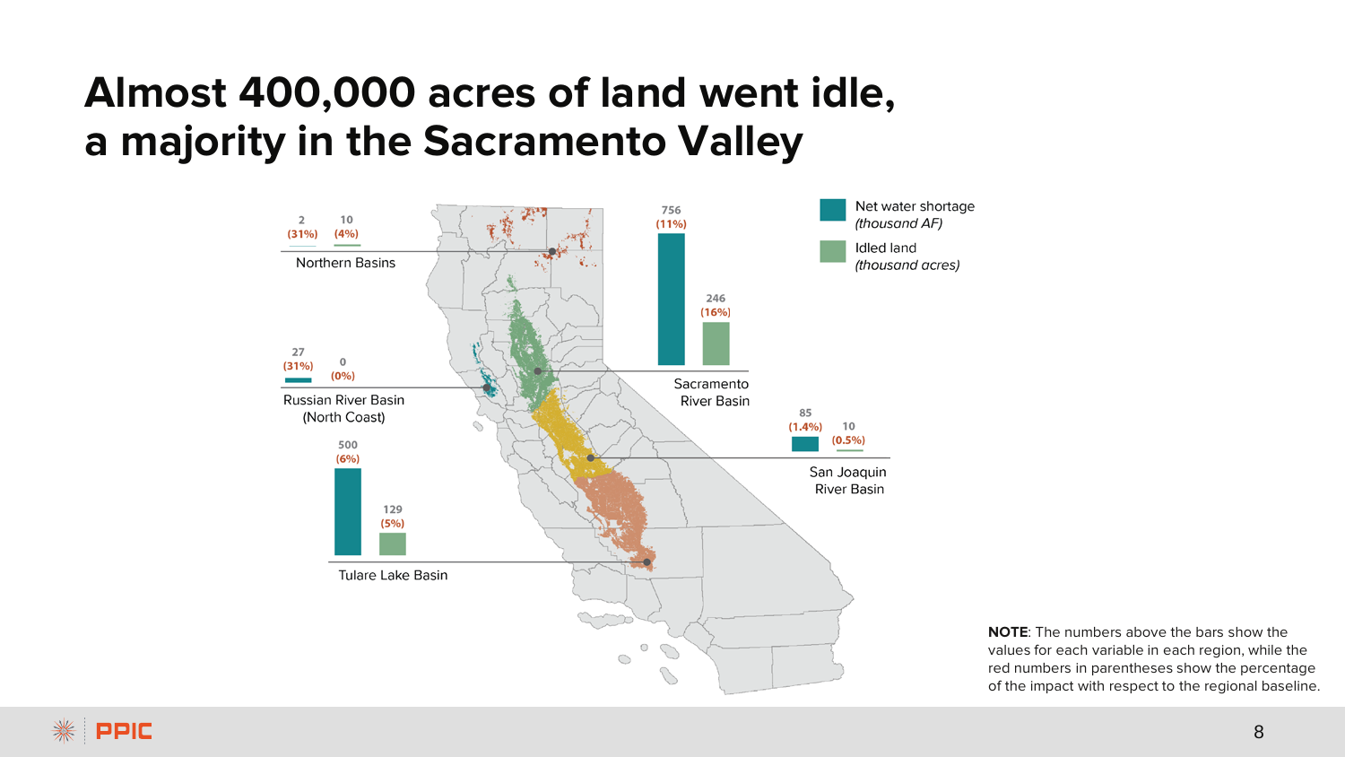# Almost 400,000 acres of land went idle, a majority in the Sacramento Valley

Net water shortage (*thousand AF*)

Idled land (*thousand acres*)

| Region | Net water shortage (thousand AF) | Idled land (thousand acres) |
|---|---|---|
| Northern Basins | 2 (31%) | 10 (4%) |
| Sacramento River Basin | 756 (11%) | 246 (16%) |
| Russian River Basin (North Coast) | 27 (31%) | 0 (0%) |
| San Joaquin River Basin | 85 (1.4%) | 10 (0.5%) |
| Tulare Lake Basin | 500 (6%) | 129 (5%) |

**NOTE**: The numbers above the bars show the values for each variable in each region, while the red numbers in parentheses show the percentage of the impact with respect to the regional baseline.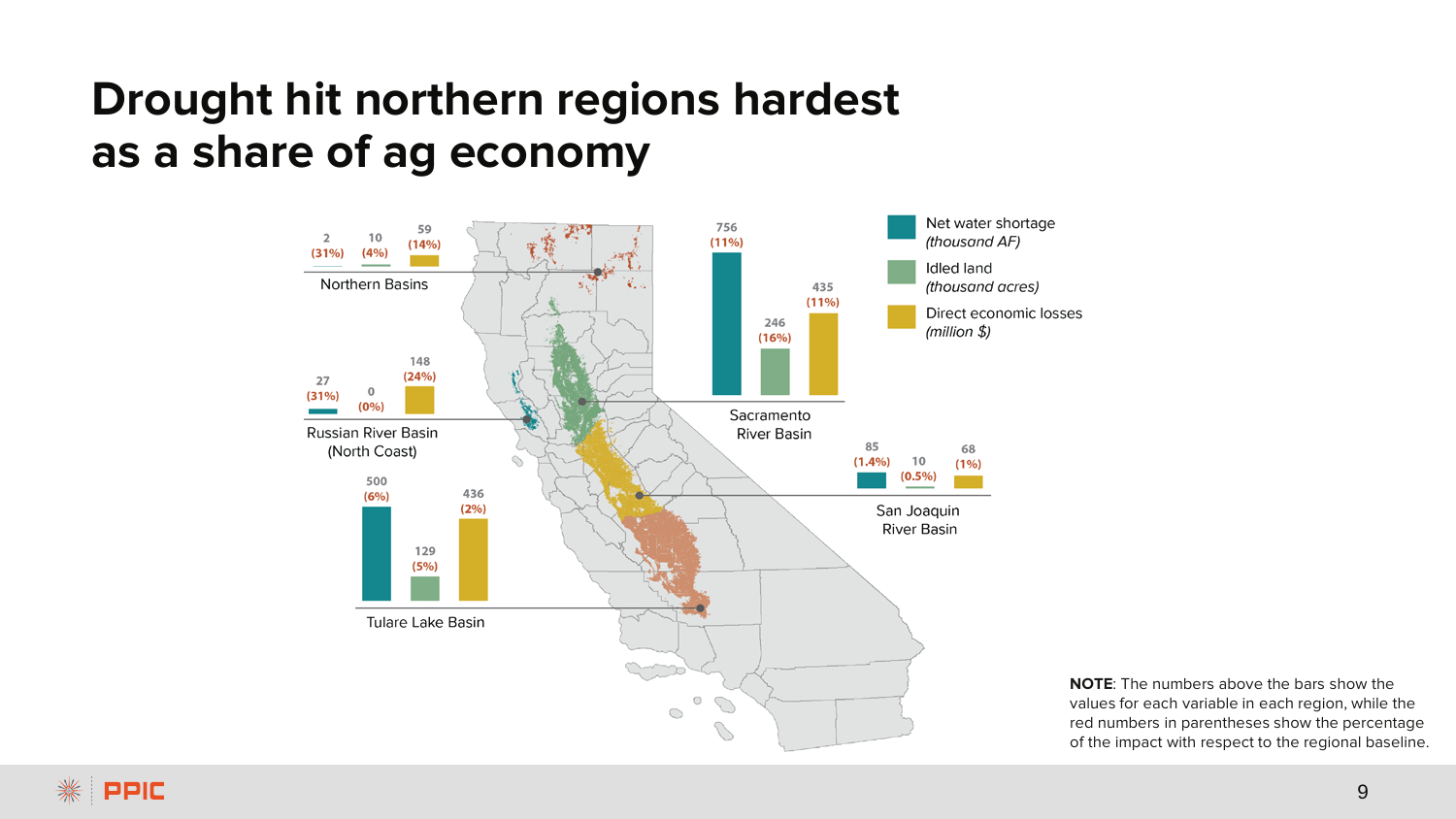# Drought hit northern regions hardest as a share of ag economy

| Region | Net water shortage (thousand AF) | Idled land (thousand acres) | Direct economic losses (million $) |
|---|---|---|---|
| Northern Basins | 2 (31%) | 10 (4%) | 59 (14%) |
| Russian River Basin (North Coast) | 27 (31%) | 0 (0%) | 148 (24%) |
| Sacramento River Basin | 756 (11%) | 246 (16%) | 435 (11%) |
| San Joaquin River Basin | 85 (1.4%) | 10 (0.5%) | 68 (1%) |
| Tulare Lake Basin | 500 (6%) | 129 (5%) | 436 (2%) |

**NOTE**: The numbers above the bars show the values for each variable in each region, while the red numbers in parentheses show the percentage of the impact with respect to the regional baseline.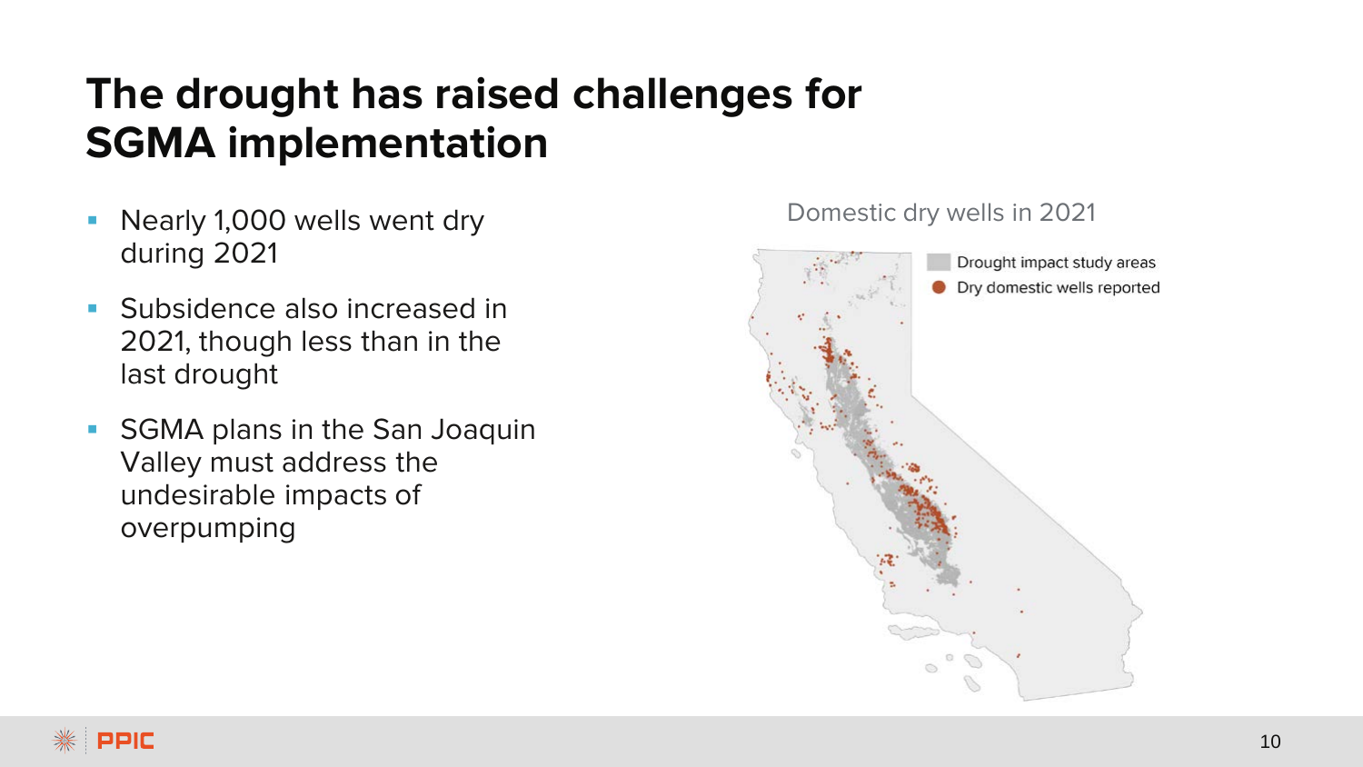# The drought has raised challenges for SGMA implementation

- Nearly 1,000 wells went dry during 2021
- Subsidence also increased in 2021, though less than in the last drought
- SGMA plans in the San Joaquin Valley must address the undesirable impacts of overpumping

Domestic dry wells in 2021

Drought impact study areas

Dry domestic wells reported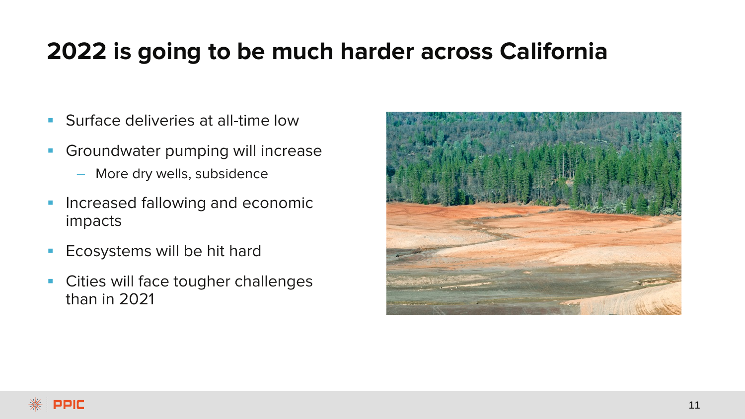# 2022 is going to be much harder across California

- Surface deliveries at all-time low
- Groundwater pumping will increase
  - More dry wells, subsidence
- Increased fallowing and economic impacts
- Ecosystems will be hit hard
- Cities will face tougher challenges than in 2021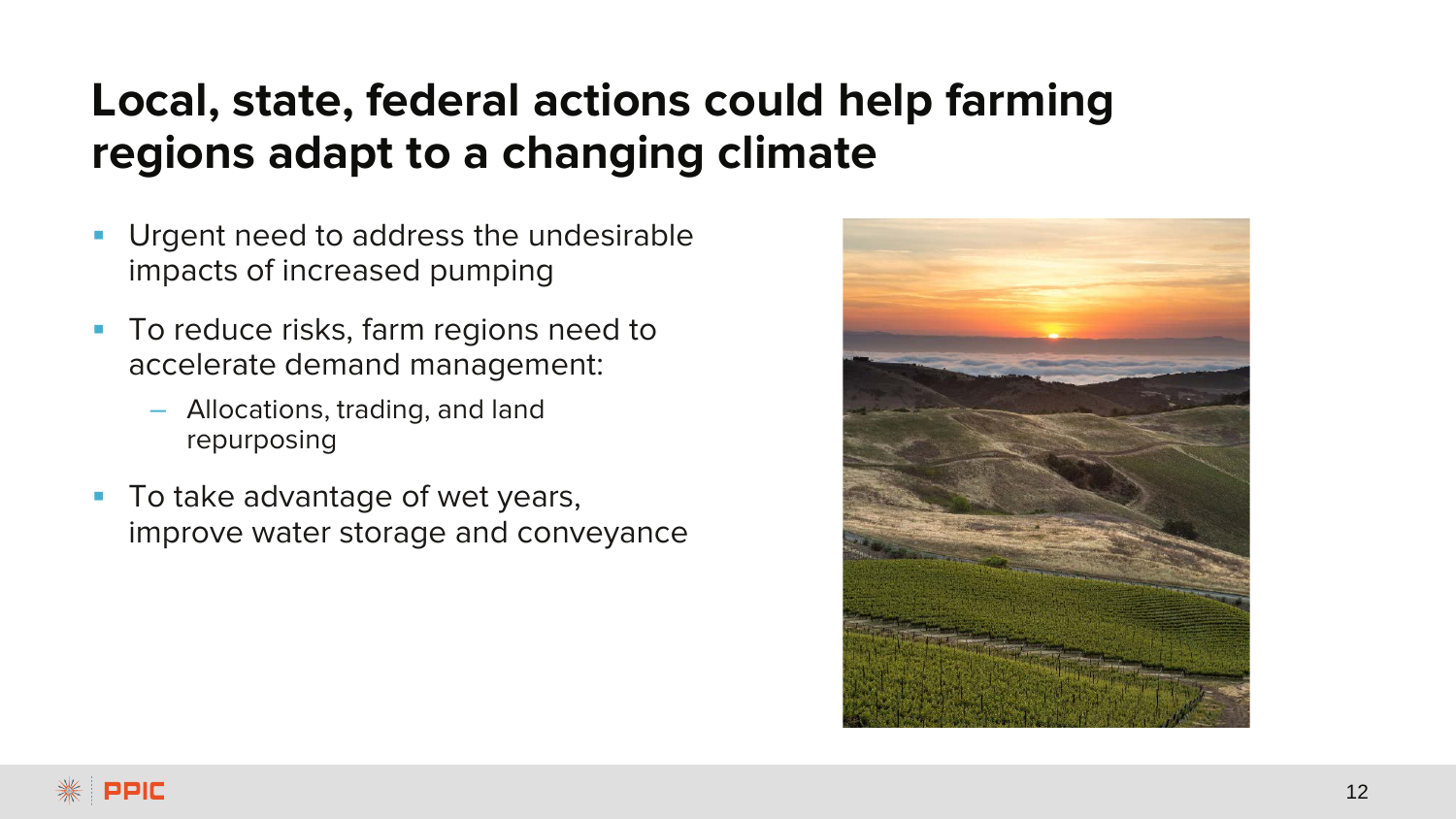# Local, state, federal actions could help farming regions adapt to a changing climate

- Urgent need to address the undesirable impacts of increased pumping
- To reduce risks, farm regions need to accelerate demand management:
  - Allocations, trading, and land repurposing
- To take advantage of wet years, improve water storage and conveyance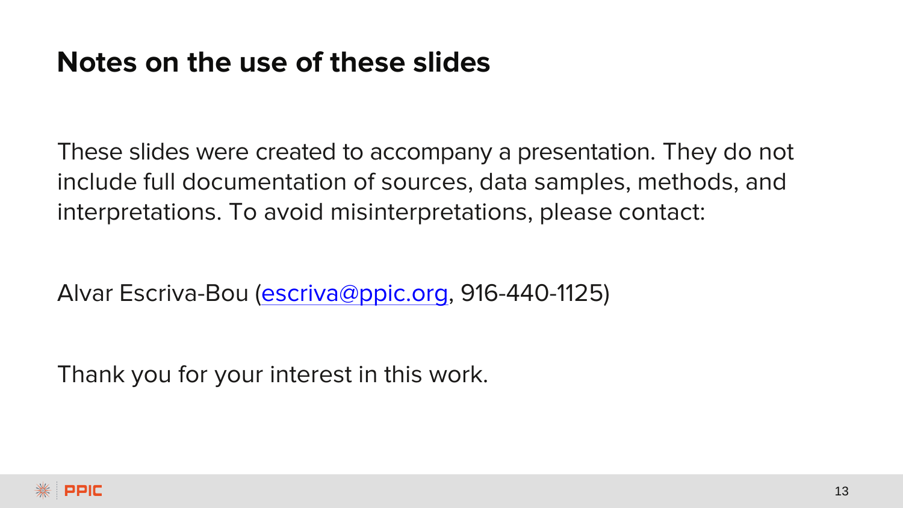# Notes on the use of these slides

These slides were created to accompany a presentation. They do not include full documentation of sources, data samples, methods, and interpretations. To avoid misinterpretations, please contact:

Alvar Escriva-Bou (escriva@ppic.org, 916-440-1125)

Thank you for your interest in this work.